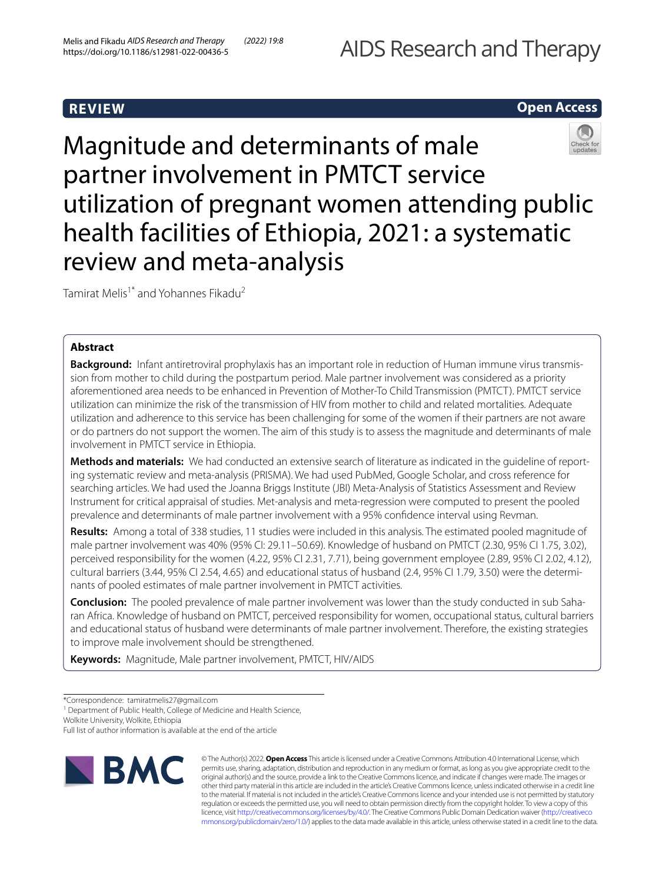REVIEW

Open Access

# Magnitude and determinants of male partner involvement in PMTCT service utilization of pregnant women attending public health facilities of Ethiopia, 2021: a systematic review and meta-analysis

Tamirat Melis[1*] and Yohannes Fikadu[2]

## Abstract

**Background:** Infant antiretroviral prophylaxis has an important role in reduction of Human immune virus transmission from mother to child during the postpartum period. Male partner involvement was considered as a priority aforementioned area needs to be enhanced in Prevention of Mother-To Child Transmission (PMTCT). PMTCT service utilization can minimize the risk of the transmission of HIV from mother to child and related mortalities. Adequate utilization and adherence to this service has been challenging for some of the women if their partners are not aware or do partners do not support the women. The aim of this study is to assess the magnitude and determinants of male involvement in PMTCT service in Ethiopia.

**Methods and materials:** We had conducted an extensive search of literature as indicated in the guideline of reporting systematic review and meta-analysis (PRISMA). We had used PubMed, Google Scholar, and cross reference for searching articles. We had used the Joanna Briggs Institute (JBI) Meta-Analysis of Statistics Assessment and Review Instrument for critical appraisal of studies. Met-analysis and meta-regression were computed to present the pooled prevalence and determinants of male partner involvement with a 95% confidence interval using Revman.

**Results:** Among a total of 338 studies, 11 studies were included in this analysis. The estimated pooled magnitude of male partner involvement was 40% (95% CI: 29.11–50.69). Knowledge of husband on PMTCT (2.30, 95% CI 1.75, 3.02), perceived responsibility for the women (4.22, 95% CI 2.31, 7.71), being government employee (2.89, 95% CI 2.02, 4.12), cultural barriers (3.44, 95% CI 2.54, 4.65) and educational status of husband (2.4, 95% CI 1.79, 3.50) were the determinants of pooled estimates of male partner involvement in PMTCT activities.

**Conclusion:** The pooled prevalence of male partner involvement was lower than the study conducted in sub Saharan Africa. Knowledge of husband on PMTCT, perceived responsibility for women, occupational status, cultural barriers and educational status of husband were determinants of male partner involvement. Therefore, the existing strategies to improve male involvement should be strengthened.

**Keywords:** Magnitude, Male partner involvement, PMTCT, HIV/AIDS

*Correspondence: tamiratmelis27@gmail.com

[1] Department of Public Health, College of Medicine and Health Science, Wolkite University, Wolkite, Ethiopia

Full list of author information is available at the end of the article

© The Author(s) 2022. **Open Access** This article is licensed under a Creative Commons Attribution 4.0 International License, which permits use, sharing, adaptation, distribution and reproduction in any medium or format, as long as you give appropriate credit to the original author(s) and the source, provide a link to the Creative Commons licence, and indicate if changes were made. The images or other third party material in this article are included in the article's Creative Commons licence, unless indicated otherwise in a credit line to the material. If material is not included in the article's Creative Commons licence and your intended use is not permitted by statutory regulation or exceeds the permitted use, you will need to obtain permission directly from the copyright holder. To view a copy of this licence, visit http://creativecommons.org/licenses/by/4.0/. The Creative Commons Public Domain Dedication waiver (http://creativecommons.org/publicdomain/zero/1.0/) applies to the data made available in this article, unless otherwise stated in a credit line to the data.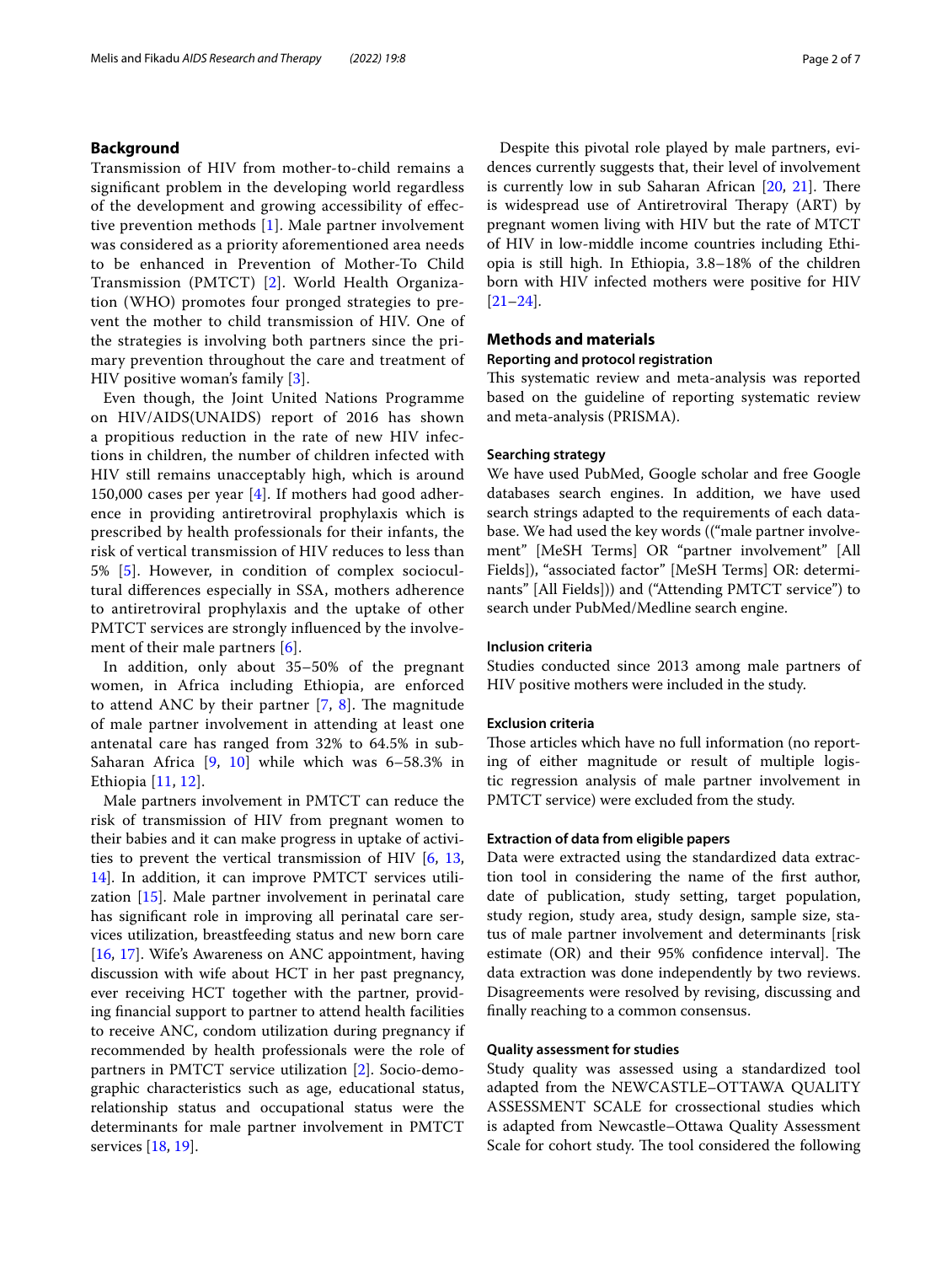## Background

Transmission of HIV from mother-to-child remains a significant problem in the developing world regardless of the development and growing accessibility of effective prevention methods [1]. Male partner involvement was considered as a priority aforementioned area needs to be enhanced in Prevention of Mother-To Child Transmission (PMTCT) [2]. World Health Organization (WHO) promotes four pronged strategies to prevent the mother to child transmission of HIV. One of the strategies is involving both partners since the primary prevention throughout the care and treatment of HIV positive woman's family [3].

Even though, the Joint United Nations Programme on HIV/AIDS(UNAIDS) report of 2016 has shown a propitious reduction in the rate of new HIV infections in children, the number of children infected with HIV still remains unacceptably high, which is around 150,000 cases per year [4]. If mothers had good adherence in providing antiretroviral prophylaxis which is prescribed by health professionals for their infants, the risk of vertical transmission of HIV reduces to less than 5% [5]. However, in condition of complex sociocultural differences especially in SSA, mothers adherence to antiretroviral prophylaxis and the uptake of other PMTCT services are strongly influenced by the involvement of their male partners [6].

In addition, only about 35–50% of the pregnant women, in Africa including Ethiopia, are enforced to attend ANC by their partner [7, 8]. The magnitude of male partner involvement in attending at least one antenatal care has ranged from 32% to 64.5% in sub-Saharan Africa [9, 10] while which was 6–58.3% in Ethiopia [11, 12].

Male partners involvement in PMTCT can reduce the risk of transmission of HIV from pregnant women to their babies and it can make progress in uptake of activities to prevent the vertical transmission of HIV [6, 13, 14]. In addition, it can improve PMTCT services utilization [15]. Male partner involvement in perinatal care has significant role in improving all perinatal care services utilization, breastfeeding status and new born care [16, 17]. Wife's Awareness on ANC appointment, having discussion with wife about HCT in her past pregnancy, ever receiving HCT together with the partner, providing financial support to partner to attend health facilities to receive ANC, condom utilization during pregnancy if recommended by health professionals were the role of partners in PMTCT service utilization [2]. Socio-demographic characteristics such as age, educational status, relationship status and occupational status were the determinants for male partner involvement in PMTCT services [18, 19].

Despite this pivotal role played by male partners, evidences currently suggests that, their level of involvement is currently low in sub Saharan African [20, 21]. There is widespread use of Antiretroviral Therapy (ART) by pregnant women living with HIV but the rate of MTCT of HIV in low-middle income countries including Ethiopia is still high. In Ethiopia, 3.8–18% of the children born with HIV infected mothers were positive for HIV [21–24].

## Methods and materials

### Reporting and protocol registration

This systematic review and meta-analysis was reported based on the guideline of reporting systematic review and meta-analysis (PRISMA).

### Searching strategy

We have used PubMed, Google scholar and free Google databases search engines. In addition, we have used search strings adapted to the requirements of each database. We had used the key words ((“male partner involvement” [MeSH Terms] OR “partner involvement” [All Fields]), “associated factor” [MeSH Terms] OR: determinants” [All Fields])) and (“Attending PMTCT service”) to search under PubMed/Medline search engine.

### Inclusion criteria

Studies conducted since 2013 among male partners of HIV positive mothers were included in the study.

### Exclusion criteria

Those articles which have no full information (no reporting of either magnitude or result of multiple logistic regression analysis of male partner involvement in PMTCT service) were excluded from the study.

### Extraction of data from eligible papers

Data were extracted using the standardized data extraction tool in considering the name of the first author, date of publication, study setting, target population, study region, study area, study design, sample size, status of male partner involvement and determinants [risk estimate (OR) and their 95% confidence interval]. The data extraction was done independently by two reviews. Disagreements were resolved by revising, discussing and finally reaching to a common consensus.

### Quality assessment for studies

Study quality was assessed using a standardized tool adapted from the NEWCASTLE–OTTAWA QUALITY ASSESSMENT SCALE for crossectional studies which is adapted from Newcastle–Ottawa Quality Assessment Scale for cohort study. The tool considered the following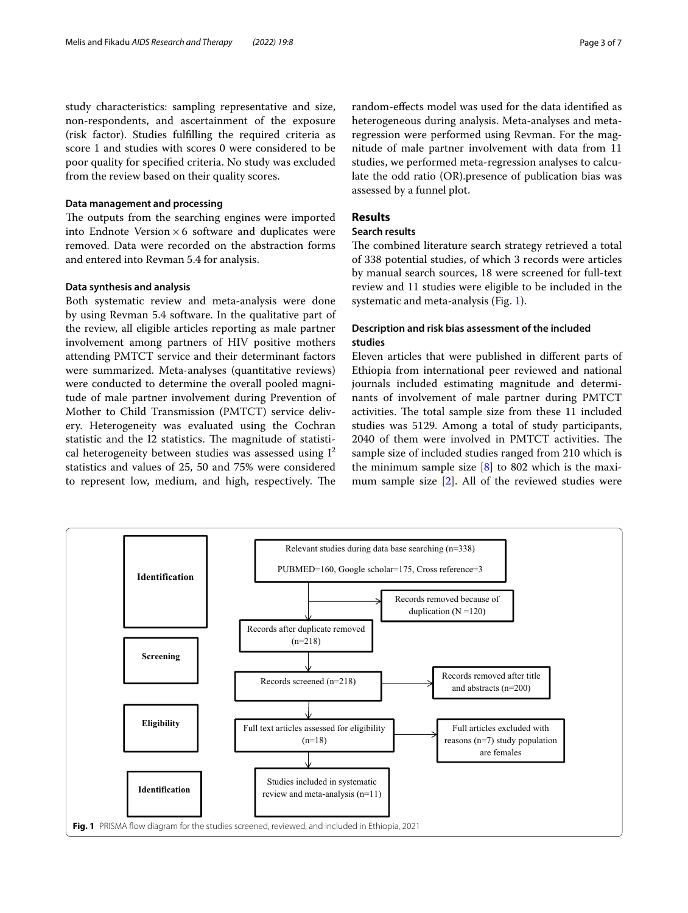study characteristics: sampling representative and size, non-respondents, and ascertainment of the exposure (risk factor). Studies fulfilling the required criteria as score 1 and studies with scores 0 were considered to be poor quality for specified criteria. No study was excluded from the review based on their quality scores.

### Data management and processing

The outputs from the searching engines were imported into Endnote Version × 6 software and duplicates were removed. Data were recorded on the abstraction forms and entered into Revman 5.4 for analysis.

### Data synthesis and analysis

Both systematic review and meta-analysis were done by using Revman 5.4 software. In the qualitative part of the review, all eligible articles reporting as male partner involvement among partners of HIV positive mothers attending PMTCT service and their determinant factors were summarized. Meta-analyses (quantitative reviews) were conducted to determine the overall pooled magnitude of male partner involvement during Prevention of Mother to Child Transmission (PMTCT) service delivery. Heterogeneity was evaluated using the Cochran statistic and the I2 statistics. The magnitude of statistical heterogeneity between studies was assessed using $I^2$ statistics and values of 25, 50 and 75% were considered to represent low, medium, and high, respectively. The random-effects model was used for the data identified as heterogeneous during analysis. Meta-analyses and meta-regression were performed using Revman. For the magnitude of male partner involvement with data from 11 studies, we performed meta-regression analyses to calculate the odd ratio (OR).presence of publication bias was assessed by a funnel plot.

## Results

### Search results

The combined literature search strategy retrieved a total of 338 potential studies, of which 3 records were articles by manual search sources, 18 were screened for full-text review and 11 studies were eligible to be included in the systematic and meta-analysis (Fig. 1).

### Description and risk bias assessment of the included studies

Eleven articles that were published in different parts of Ethiopia from international peer reviewed and national journals included estimating magnitude and determinants of involvement of male partner during PMTCT activities. The total sample size from these 11 included studies was 5129. Among a total of study participants, 2040 of them were involved in PMTCT activities. The sample size of included studies ranged from 210 which is the minimum sample size [8] to 802 which is the maximum sample size [2]. All of the reviewed studies were

**Identification**

Relevant studies during data base searching (n=338)

PUBMED=160, Google scholar=175, Cross reference=3

Records removed because of duplication (N =120)

Records after duplicate removed (n=218)

**Screening**

Records screened (n=218)

Records removed after title and abstracts (n=200)

**Eligibility**

Full text articles assessed for eligibility (n=18)

Full articles excluded with reasons (n=7) study population are females

**Identification**

Studies included in systematic review and meta-analysis (n=11)

**Fig. 1** PRISMA flow diagram for the studies screened, reviewed, and included in Ethiopia, 2021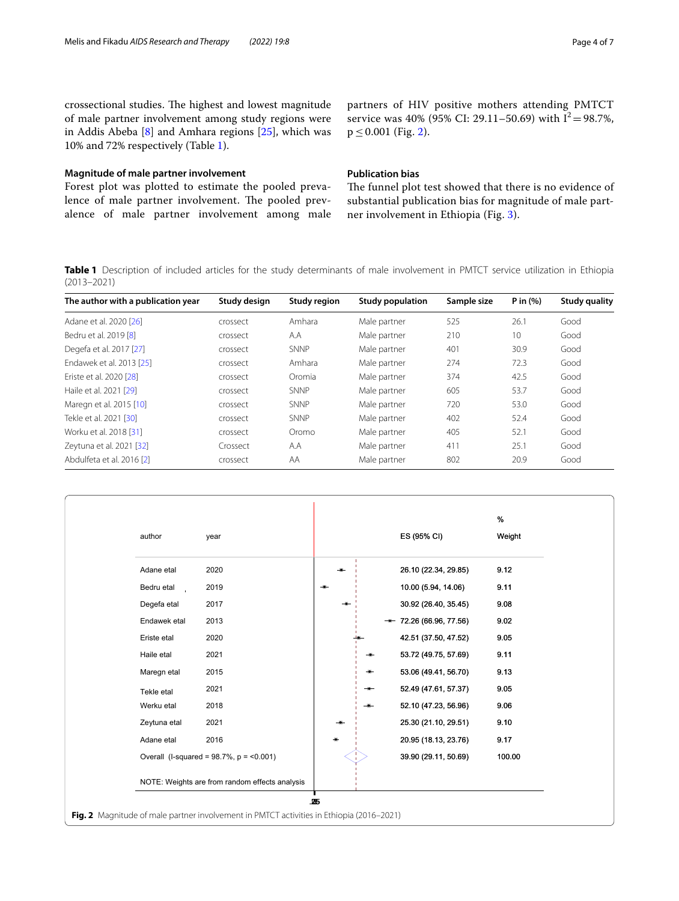crossectional studies. The highest and lowest magnitude of male partner involvement among study regions were in Addis Abeba [8] and Amhara regions [25], which was 10% and 72% respectively (Table 1).

### Magnitude of male partner involvement

Forest plot was plotted to estimate the pooled prevalence of male partner involvement. The pooled prevalence of male partner involvement among male partners of HIV positive mothers attending PMTCT service was 40% (95% CI: 29.11–50.69) with $I^2 = 98.7\%$, $p \leq 0.001$ (Fig. 2).

### Publication bias

The funnel plot test showed that there is no evidence of substantial publication bias for magnitude of male partner involvement in Ethiopia (Fig. 3).

**Table 1** Description of included articles for the study determinants of male involvement in PMTCT service utilization in Ethiopia (2013–2021)

| The author with a publication year | Study design | Study region | Study population | Sample size | P in (%) | Study quality |
|---|---|---|---|---|---|---|
| Adane et al. 2020 [26] | crossect | Amhara | Male partner | 525 | 26.1 | Good |
| Bedru et al. 2019 [8] | crossect | A.A | Male partner | 210 | 10 | Good |
| Degefa et al. 2017 [27] | crossect | SNNP | Male partner | 401 | 30.9 | Good |
| Endawek et al. 2013 [25] | crossect | Amhara | Male partner | 274 | 72.3 | Good |
| Eriste et al. 2020 [28] | crossect | Oromia | Male partner | 374 | 42.5 | Good |
| Haile et al. 2021 [29] | crossect | SNNP | Male partner | 605 | 53.7 | Good |
| Maregn et al. 2015 [10] | crossect | SNNP | Male partner | 720 | 53.0 | Good |
| Tekle et al. 2021 [30] | crossect | SNNP | Male partner | 402 | 52.4 | Good |
| Worku et al. 2018 [31] | crossect | Oromo | Male partner | 405 | 52.1 | Good |
| Zeytuna et al. 2021 [32] | Crossect | A.A | Male partner | 411 | 25.1 | Good |
| Abdulfeta et al. 2016 [2] | crossect | AA | Male partner | 802 | 20.9 | Good |

| author | year | ES (95% CI) | % Weight |
|---|---|---|---|
| Adane etal | 2020 | 26.10 (22.34, 29.85) | 9.12 |
| Bedru etal | 2019 | 10.00 (5.94, 14.06) | 9.11 |
| Degefa etal | 2017 | 30.92 (26.40, 35.45) | 9.08 |
| Endawek etal | 2013 | 72.26 (66.96, 77.56) | 9.02 |
| Eriste etal | 2020 | 42.51 (37.50, 47.52) | 9.05 |
| Haile etal | 2021 | 53.72 (49.75, 57.69) | 9.11 |
| Maregn etal | 2015 | 53.06 (49.41, 56.70) | 9.13 |
| Tekle etal | 2021 | 52.49 (47.61, 57.37) | 9.05 |
| Werku etal | 2018 | 52.10 (47.23, 56.96) | 9.06 |
| Zeytuna etal | 2021 | 25.30 (21.10, 29.51) | 9.10 |
| Adane etal | 2016 | 20.95 (18.13, 23.76) | 9.17 |
| Overall (I-squared = 98.7%, p = <0.001) | | 39.90 (29.11, 50.69) | 100.00 |

NOTE: Weights are from random effects analysis

**Fig. 2** Magnitude of male partner involvement in PMTCT activities in Ethiopia (2016–2021)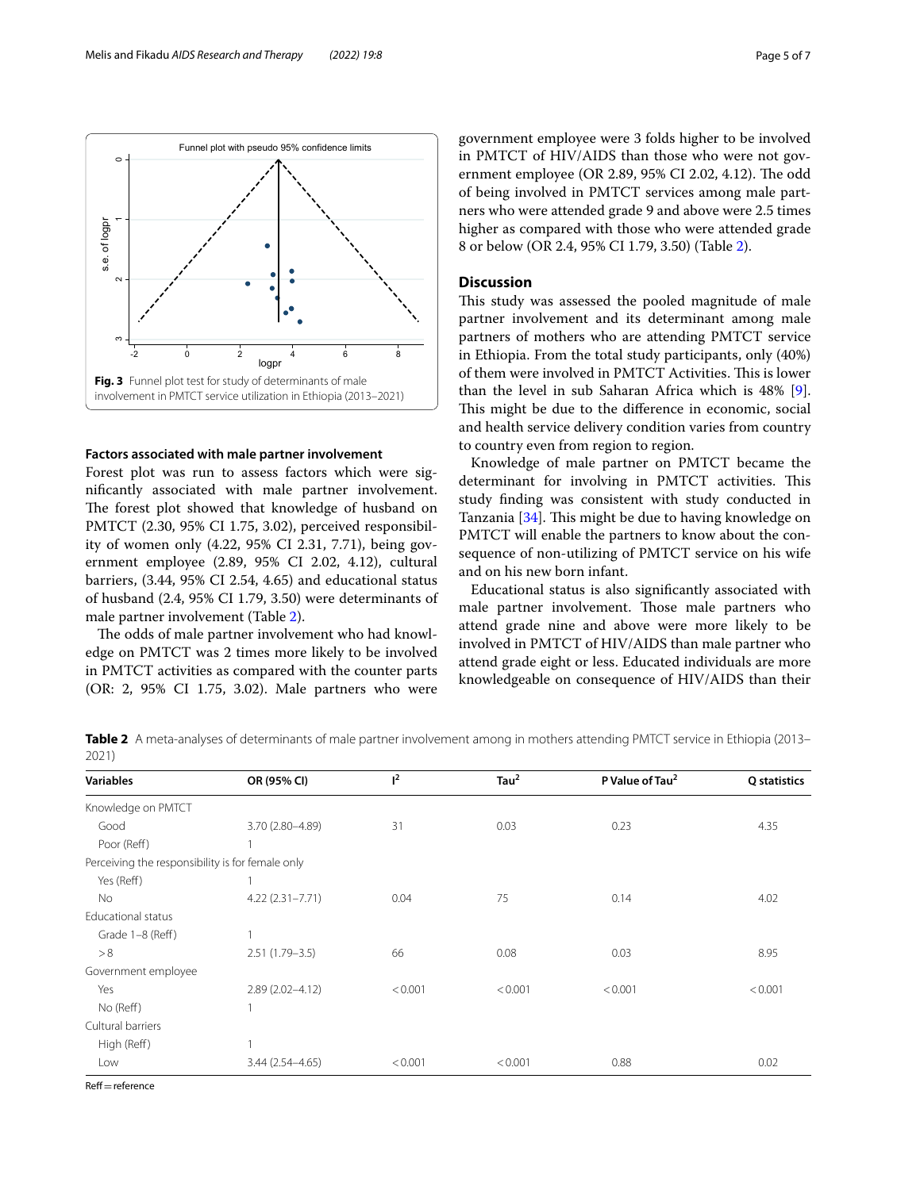Fig. 3 Funnel plot test for study of determinants of male involvement in PMTCT service utilization in Ethiopia (2013–2021)

### Factors associated with male partner involvement

Forest plot was run to assess factors which were significantly associated with male partner involvement. The forest plot showed that knowledge of husband on PMTCT (2.30, 95% CI 1.75, 3.02), perceived responsibility of women only (4.22, 95% CI 2.31, 7.71), being government employee (2.89, 95% CI 2.02, 4.12), cultural barriers, (3.44, 95% CI 2.54, 4.65) and educational status of husband (2.4, 95% CI 1.79, 3.50) were determinants of male partner involvement (Table 2).

The odds of male partner involvement who had knowledge on PMTCT was 2 times more likely to be involved in PMTCT activities as compared with the counter parts (OR: 2, 95% CI 1.75, 3.02). Male partners who were government employee were 3 folds higher to be involved in PMTCT of HIV/AIDS than those who were not government employee (OR 2.89, 95% CI 2.02, 4.12). The odd of being involved in PMTCT services among male partners who were attended grade 9 and above were 2.5 times higher as compared with those who were attended grade 8 or below (OR 2.4, 95% CI 1.79, 3.50) (Table 2).

## Discussion

This study was assessed the pooled magnitude of male partner involvement and its determinant among male partners of mothers who are attending PMTCT service in Ethiopia. From the total study participants, only (40%) of them were involved in PMTCT Activities. This is lower than the level in sub Saharan Africa which is 48% [9]. This might be due to the difference in economic, social and health service delivery condition varies from country to country even from region to region.

Knowledge of male partner on PMTCT became the determinant for involving in PMTCT activities. This study finding was consistent with study conducted in Tanzania [34]. This might be due to having knowledge on PMTCT will enable the partners to know about the consequence of non-utilizing of PMTCT service on his wife and on his new born infant.

Educational status is also significantly associated with male partner involvement. Those male partners who attend grade nine and above were more likely to be involved in PMTCT of HIV/AIDS than male partner who attend grade eight or less. Educated individuals are more knowledgeable on consequence of HIV/AIDS than their

**Table 2** A meta-analyses of determinants of male partner involvement among in mothers attending PMTCT service in Ethiopia (2013–2021)

| Variables | OR (95% CI) | $I^2$ | $Tau^2$ | P Value of $Tau^2$ | Q statistics |
|---|---|---|---|---|---|
| Knowledge on PMTCT | | | | | |
| Good | 3.70 (2.80–4.89) | 31 | 0.03 | 0.23 | 4.35 |
| Poor (Reff) | 1 | | | | |
| Perceiving the responsibility is for female only | | | | | |
| Yes (Reff) | 1 | | | | |
| No | 4.22 (2.31–7.71) | 0.04 | 75 | 0.14 | 4.02 |
| Educational status | | | | | |
| Grade 1–8 (Reff) | 1 | | | | |
| > 8 | 2.51 (1.79–3.5) | 66 | 0.08 | 0.03 | 8.95 |
| Government employee | | | | | |
| Yes | 2.89 (2.02–4.12) | < 0.001 | < 0.001 | < 0.001 | < 0.001 |
| No (Reff) | 1 | | | | |
| Cultural barriers | | | | | |
| High (Reff) | 1 | | | | |
| Low | 3.44 (2.54–4.65) | < 0.001 | < 0.001 | 0.88 | 0.02 |

Reff = reference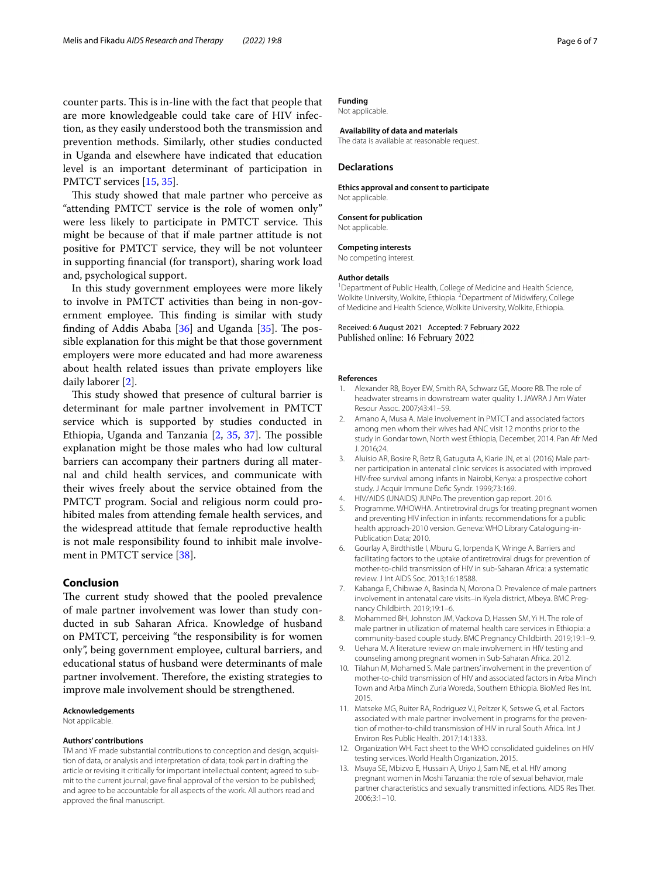counter parts. This is in-line with the fact that people that are more knowledgeable could take care of HIV infection, as they easily understood both the transmission and prevention methods. Similarly, other studies conducted in Uganda and elsewhere have indicated that education level is an important determinant of participation in PMTCT services [15, 35].

This study showed that male partner who perceive as "attending PMTCT service is the role of women only" were less likely to participate in PMTCT service. This might be because of that if male partner attitude is not positive for PMTCT service, they will be not volunteer in supporting financial (for transport), sharing work load and, psychological support.

In this study government employees were more likely to involve in PMTCT activities than being in non-government employee. This finding is similar with study finding of Addis Ababa [36] and Uganda [35]. The possible explanation for this might be that those government employers were more educated and had more awareness about health related issues than private employers like daily laborer [2].

This study showed that presence of cultural barrier is determinant for male partner involvement in PMTCT service which is supported by studies conducted in Ethiopia, Uganda and Tanzania [2, 35, 37]. The possible explanation might be those males who had low cultural barriers can accompany their partners during all maternal and child health services, and communicate with their wives freely about the service obtained from the PMTCT program. Social and religious norm could prohibited males from attending female health services, and the widespread attitude that female reproductive health is not male responsibility found to inhibit male involvement in PMTCT service [38].

## Conclusion

The current study showed that the pooled prevalence of male partner involvement was lower than study conducted in sub Saharan Africa. Knowledge of husband on PMTCT, perceiving "the responsibility is for women only", being government employee, cultural barriers, and educational status of husband were determinants of male partner involvement. Therefore, the existing strategies to improve male involvement should be strengthened.

**Acknowledgements**
Not applicable.

**Authors' contributions**
TM and YF made substantial contributions to conception and design, acquisition of data, or analysis and interpretation of data; took part in drafting the article or revising it critically for important intellectual content; agreed to submit to the current journal; gave final approval of the version to be published; and agree to be accountable for all aspects of the work. All authors read and approved the final manuscript.

**Funding**
Not applicable.

**Availability of data and materials**
The data is available at reasonable request.

## Declarations

**Ethics approval and consent to participate**
Not applicable.

**Consent for publication**
Not applicable.

**Competing interests**
No competing interest.

**Author details**
[1] Department of Public Health, College of Medicine and Health Science, Wolkite University, Wolkite, Ethiopia. [2] Department of Midwifery, College of Medicine and Health Science, Wolkite University, Wolkite, Ethiopia.

Received: 6 August 2021 Accepted: 7 February 2022
Published online: 16 February 2022

## References

1. Alexander RB, Boyer EW, Smith RA, Schwarz GE, Moore RB. The role of headwater streams in downstream water quality 1. JAWRA J Am Water Resour Assoc. 2007;43:41–59.
2. Amano A, Musa A. Male involvement in PMTCT and associated factors among men whom their wives had ANC visit 12 months prior to the study in Gondar town, North west Ethiopia, December, 2014. Pan Afr Med J. 2016;24.
3. Aluisio AR, Bosire R, Betz B, Gatuguta A, Kiarie JN, et al. (2016) Male partner participation in antenatal clinic services is associated with improved HIV-free survival among infants in Nairobi, Kenya: a prospective cohort study. J Acquir Immune Defic Syndr. 1999;73:169.
4. HIV/AIDS (UNAIDS) JUNPo. The prevention gap report. 2016.
5. Programme. WHOWHA. Antiretroviral drugs for treating pregnant women and preventing HIV infection in infants: recommendations for a public health approach-2010 version. Geneva: WHO Library Cataloguing-in-Publication Data; 2010.
6. Gourlay A, Birdthistle I, Mburu G, Iorpenda K, Wringe A. Barriers and facilitating factors to the uptake of antiretroviral drugs for prevention of mother-to-child transmission of HIV in sub-Saharan Africa: a systematic review. J Int AIDS Soc. 2013;16:18588.
7. Kabanga E, Chibwae A, Basinda N, Morona D. Prevalence of male partners involvement in antenatal care visits–in Kyela district, Mbeya. BMC Pregnancy Childbirth. 2019;19:1–6.
8. Mohammed BH, Johnston JM, Vackova D, Hassen SM, Yi H. The role of male partner in utilization of maternal health care services in Ethiopia: a community-based couple study. BMC Pregnancy Childbirth. 2019;19:1–9.
9. Uehara M. A literature review on male involvement in HIV testing and counseling among pregnant women in Sub-Saharan Africa. 2012.
10. Tilahun M, Mohamed S. Male partners' involvement in the prevention of mother-to-child transmission of HIV and associated factors in Arba Minch Town and Arba Minch Zuria Woreda, Southern Ethiopia. BioMed Res Int. 2015.
11. Matseke MG, Ruiter RA, Rodriguez VJ, Peltzer K, Setswe G, et al. Factors associated with male partner involvement in programs for the prevention of mother-to-child transmission of HIV in rural South Africa. Int J Environ Res Public Health. 2017;14:1333.
12. Organization WH. Fact sheet to the WHO consolidated guidelines on HIV testing services. World Health Organization. 2015.
13. Msuya SE, Mbizvo E, Hussain A, Uriyo J, Sam NE, et al. HIV among pregnant women in Moshi Tanzania: the role of sexual behavior, male partner characteristics and sexually transmitted infections. AIDS Res Ther. 2006;3:1–10.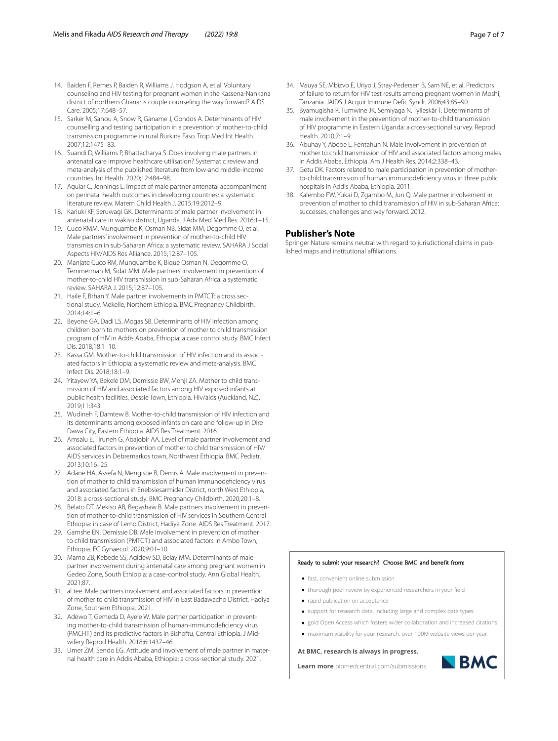14. Baiden F, Remes P, Baiden R, Williams J, Hodgson A, et al. Voluntary counseling and HIV testing for pregnant women in the Kassena-Nankana district of northern Ghana: is couple counseling the way forward? AIDS Care. 2005;17:648–57.
15. Sarker M, Sanou A, Snow R, Ganame J, Gondos A. Determinants of HIV counselling and testing participation in a prevention of mother-to-child transmission programme in rural Burkina Faso. Trop Med Int Health. 2007;12:1475–83.
16. Suandi D, Williams P, Bhattacharya S. Does involving male partners in antenatal care improve healthcare utilisation? Systematic review and meta-analysis of the published literature from low-and middle-income countries. Int Health. 2020;12:484–98.
17. Aguiar C, Jennings L. Impact of male partner antenatal accompaniment on perinatal health outcomes in developing countries: a systematic literature review. Matern Child Health J. 2015;19:2012–9.
18. Kariuki KF, Seruwagi GK. Determinants of male partner involvement in antenatal care in wakiso district, Uganda. J Adv Med Med Res. 2016;1–15.
19. Cuco RMM, Munguambe K, Osman NB, Sidat MM, Degomme O, et al. Male partners' involvement in prevention of mother-to-child HIV transmission in sub-Saharan Africa: a systematic review. SAHARA J Social Aspects HIV/AIDS Res Alliance. 2015;12:87–105.
20. Manjate Cuco RM, Munguambe K, Bique Osman N, Degomme O, Temmerman M, Sidat MM. Male partners' involvement in prevention of mother-to-child HIV transmission in sub-Saharan Africa: a systematic review. SAHARA J. 2015;12:87–105.
21. Haile F, Brhan Y. Male partner involvements in PMTCT: a cross sectional study, Mekelle, Northern Ethiopia. BMC Pregnancy Childbirth. 2014;14:1–6.
22. Beyene GA, Dadi LS, Mogas SB. Determinants of HIV infection among children born to mothers on prevention of mother to child transmission program of HIV in Addis Ababa, Ethiopia: a case control study. BMC Infect Dis. 2018;18:1–10.
23. Kassa GM. Mother-to-child transmission of HIV infection and its associated factors in Ethiopia: a systematic review and meta-analysis. BMC Infect Dis. 2018;18:1–9.
24. Yitayew YA, Bekele DM, Demissie BW, Menji ZA. Mother to child transmission of HIV and associated factors among HIV exposed infants at public health facilities, Dessie Town, Ethiopia. Hiv/aids (Auckland, NZ). 2019;11:343.
25. Wudineh F, Damtew B. Mother-to-child transmission of HIV infection and its determinants among exposed infants on care and follow-up in Dire Dawa City, Eastern Ethiopia. AIDS Res Treatment. 2016.
26. Amsalu E, Tiruneh G, Abajobir AA. Level of male partner involvement and associated factors in prevention of mother to child transmission of HIV/AIDS services in Debremarkos town, Northwest Ethiopia. BMC Pediatr. 2013;10:16–25.
27. Adane HA, Assefa N, Mengistie B, Demis A. Male involvement in prevention of mother to child transmission of human immunodeficiency virus and associated factors in Enebsiesarmider District, north West Ethiopia, 2018: a cross-sectional study. BMC Pregnancy Childbirth. 2020;20:1–8.
28. Belato DT, Mekiso AB, Begashaw B. Male partners involvement in prevention of mother-to-child transmission of HIV services in Southern Central Ethiopia: in case of Lemo District, Hadiya Zone. AIDS Res Treatment. 2017.
29. Gamshe EN, Demissie DB. Male involvement in prevention of mother to child transmission (PMTCT) and associated factors in Ambo Town, Ethiopia. EC Gynaecol. 2020;9:01–10.
30. Mamo ZB, Kebede SS, Agidew SD, Belay MM. Determinants of male partner involvement during antenatal care among pregnant women in Gedeo Zone, South Ethiopia: a case-control study. Ann Global Health. 2021;87.
31. al tee. Male partners involvement and associated factors in prevention of mother to child transmission of HIV in East Badawacho District, Hadiya Zone, Southern Ethiopia. 2021.
32. Adewo T, Gemeda D, Ayele W. Male partner participation in preventing mother-to-child transmission of human-immunodeficiency virus (PMCHT) and its predictive factors in Bishoftu, Central Ethiopia. J Midwifery Reprod Health. 2018;6:1437–46.
33. Umer ZM, Sendo EG. Attitude and involvement of male partner in maternal health care in Addis Ababa, Ethiopia: a cross-sectional study. 2021.
34. Msuya SE, Mbizvo E, Uriyo J, Stray-Pedersen B, Sam NE, et al. Predictors of failure to return for HIV test results among pregnant women in Moshi, Tanzania. JAIDS J Acquir Immune Defic Syndr. 2006;43:85–90.
35. Byamugisha R, Tumwine JK, Semiyaga N, Tylleskär T. Determinants of male involvement in the prevention of mother-to-child transmission of HIV programme in Eastern Uganda: a cross-sectional survey. Reprod Health. 2010;7:1–9.
36. Abuhay Y, Abebe L, Fentahun N. Male involvement in prevention of mother to child transmission of HIV and associated factors among males in Addis Ababa, Ethiopia. Am J Health Res. 2014;2:338–43.
37. Getu DK. Factors related to male participation in prevention of mother-to-child transmission of human immunodeficiency virus in three public hospitals in Addis Ababa, Ethiopia. 2011.
38. Kalembo FW, Yukai D, Zgambo M, Jun Q. Male partner involvement in prevention of mother to child transmission of HIV in sub-Saharan Africa: successes, challenges and way forward. 2012.

## Publisher's Note

Springer Nature remains neutral with regard to jurisdictional claims in published maps and institutional affiliations.

Ready to submit your research? Choose BMC and benefit from:

- fast, convenient online submission
- thorough peer review by experienced researchers in your field
- rapid publication on acceptance
- support for research data, including large and complex data types
- gold Open Access which fosters wider collaboration and increased citations
- maximum visibility for your research: over 100M website views per year

**At BMC, research is always in progress.**

**Learn more** biomedcentral.com/submissions

BMC